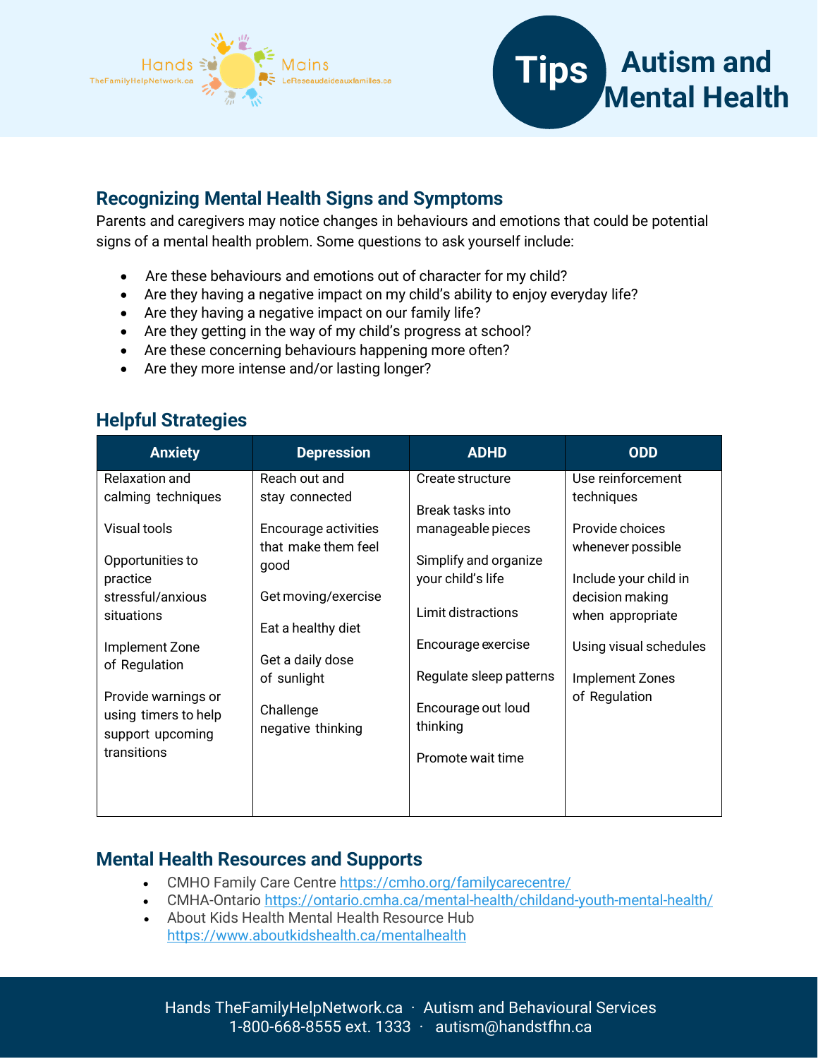# Tips Autism and Mental Health

Hands TheFamilyHelpNetwork.ca · Mains LeReseaudaideauxfamilles.ca

## Recognizing Mental Health Signs and Symptoms

Parents and caregivers may notice changes in behaviours and emotions that could be potential signs of a mental health problem. Some questions to ask yourself include:

- Are these behaviours and emotions out of character for my child?
- Are they having a negative impact on my child's ability to enjoy everyday life?
- Are they having a negative impact on our family life?
- Are they getting in the way of my child's progress at school?
- Are these concerning behaviours happening more often?
- Are they more intense and/or lasting longer?

## Helpful Strategies

| Anxiety | Depression | ADHD | ODD |
|---|---|---|---|
| Relaxation and calming techniques | Reach out and stay connected | Create structure | Use reinforcement techniques |
| Visual tools | Encourage activities that make them feel good | Break tasks into manageable pieces | Provide choices whenever possible |
| Opportunities to practice stressful/anxious situations | Get moving/exercise | Simplify and organize your child's life | Include your child in decision making when appropriate |
| Implement Zone of Regulation | Eat a healthy diet | Limit distractions | Using visual schedules |
| Provide warnings or using timers to help support upcoming transitions | Get a daily dose of sunlight | Encourage exercise | Implement Zones of Regulation |
| | Challenge negative thinking | Regulate sleep patterns | |
| | | Encourage out loud thinking | |
| | | Promote wait time | |

## Mental Health Resources and Supports

- CMHO Family Care Centre https://cmho.org/familycarecentre/
- CMHA-Ontario https://ontario.cmha.ca/mental-health/childand-youth-mental-health/
- About Kids Health Mental Health Resource Hub https://www.aboutkidshealth.ca/mentalhealth

Hands TheFamilyHelpNetwork.ca · Autism and Behavioural Services
1-800-668-8555 ext. 1333 · autism@handstfhn.ca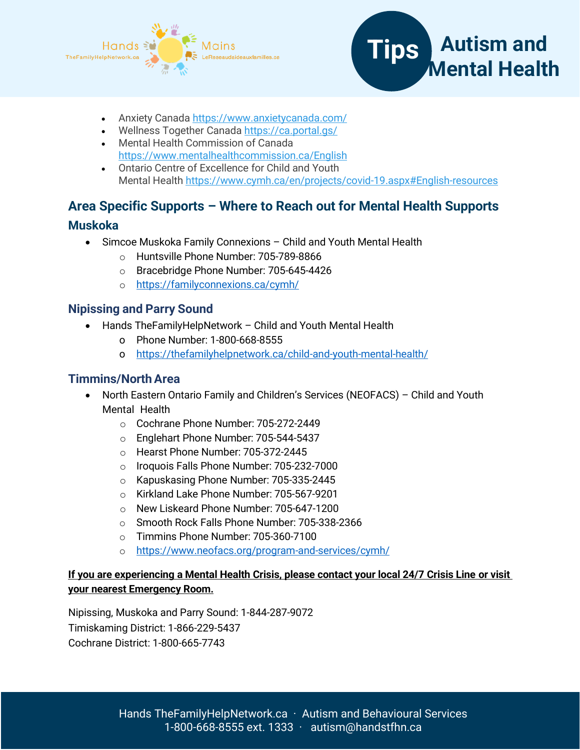- Anxiety Canada https://www.anxietycanada.com/
- Wellness Together Canada https://ca.portal.gs/
- Mental Health Commission of Canada https://www.mentalhealthcommission.ca/English
- Ontario Centre of Excellence for Child and Youth Mental Health https://www.cymh.ca/en/projects/covid-19.aspx#English-resources

## Area Specific Supports – Where to Reach out for Mental Health Supports

### Muskoka

- Simcoe Muskoka Family Connexions – Child and Youth Mental Health
  - Huntsville Phone Number: 705-789-8866
  - Bracebridge Phone Number: 705-645-4426
  - https://familyconnexions.ca/cymh/

### Nipissing and Parry Sound

- Hands TheFamilyHelpNetwork – Child and Youth Mental Health
  - Phone Number: 1-800-668-8555
  - https://thefamilyhelpnetwork.ca/child-and-youth-mental-health/

### Timmins/North Area

- North Eastern Ontario Family and Children's Services (NEOFACS) – Child and Youth Mental Health
  - Cochrane Phone Number: 705-272-2449
  - Englehart Phone Number: 705-544-5437
  - Hearst Phone Number: 705-372-2445
  - Iroquois Falls Phone Number: 705-232-7000
  - Kapuskasing Phone Number: 705-335-2445
  - Kirkland Lake Phone Number: 705-567-9201
  - New Liskeard Phone Number: 705-647-1200
  - Smooth Rock Falls Phone Number: 705-338-2366
  - Timmins Phone Number: 705-360-7100
  - https://www.neofacs.org/program-and-services/cymh/

**If you are experiencing a Mental Health Crisis, please contact your local 24/7 Crisis Line or visit your nearest Emergency Room.**

Nipissing, Muskoka and Parry Sound: 1-844-287-9072
Timiskaming District: 1-866-229-5437
Cochrane District: 1-800-665-7743

Hands TheFamilyHelpNetwork.ca · Autism and Behavioural Services
1-800-668-8555 ext. 1333 · autism@handstfhn.ca